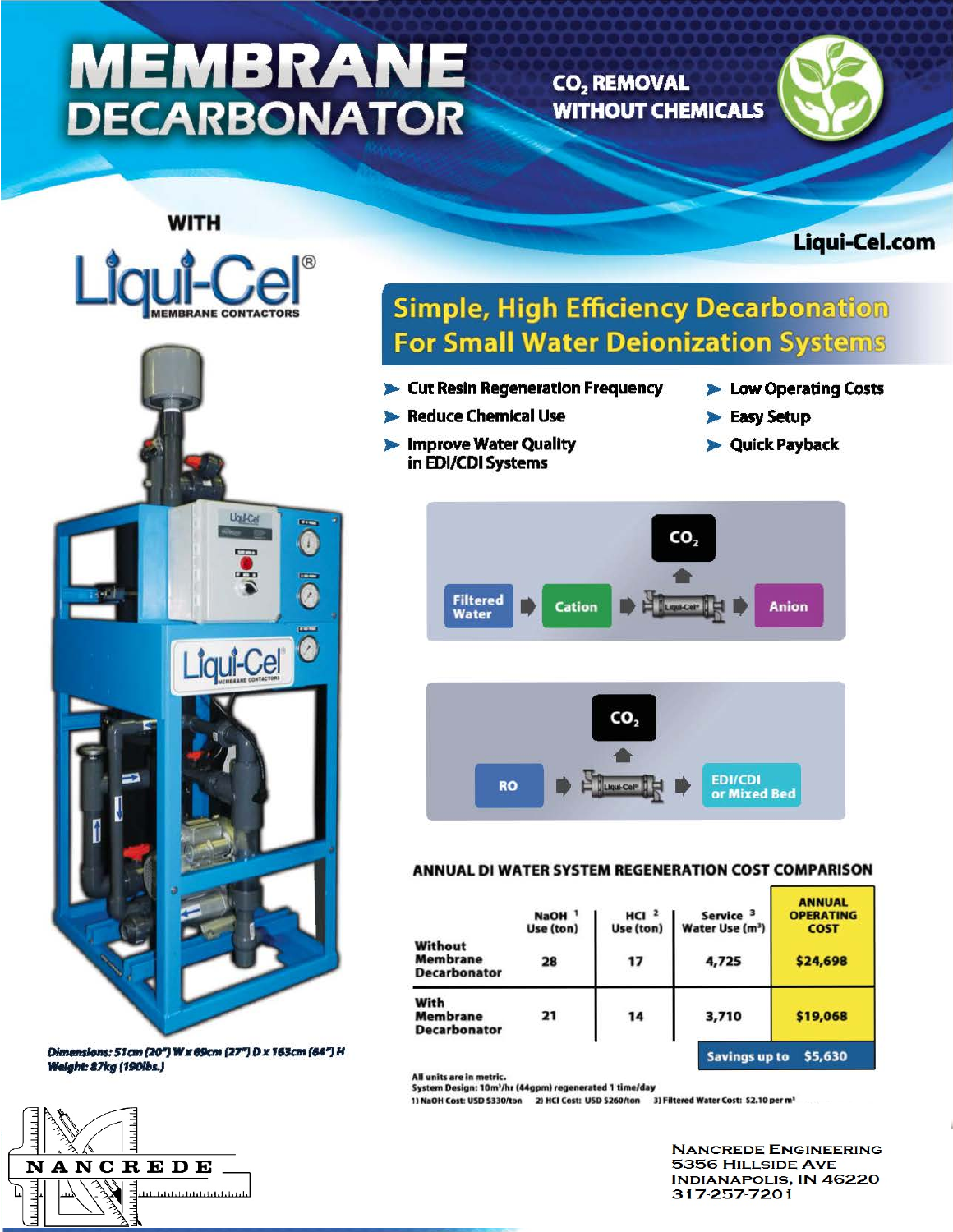# MEMBRANE DECARBONATOR

## $CO_2$ REMOVAL WITHOUT CHEMICALS

WITH

**Liqui-Cel®** MEMBRANE CONTACTORS

Liqui-Cel.com

## Simple, High Efficiency Decarbonation For Small Water Deionization Systems

- Cut Resin Regeneration Frequency
- Reduce Chemical Use
- Improve Water Quality in EDI/CDI Systems
- Low Operating Costs
- Easy Setup
- Quick Payback

Filtered Water → Cation → Liqui-Cel ($CO_2$) → Anion

RO → Liqui-Cel ($CO_2$) → EDI/CDI or Mixed Bed

### ANNUAL DI WATER SYSTEM REGENERATION COST COMPARISON

| | NaOH [1] Use (ton) | HCl [2] Use (ton) | Service [3] Water Use (m³) | ANNUAL OPERATING COST |
|---|---|---|---|---|
| Without Membrane Decarbonator | 28 | 17 | 4,725 | $24,698 |
| With Membrane Decarbonator | 21 | 14 | 3,710 | $19,068 |
| | | | Savings up to | $5,630 |

All units are in metric.
System Design: 10m³/hr (44gpm) regenerated 1 time/day
1) NaOH Cost: USD $330/ton 2) HCl Cost: USD $260/ton 3) Filtered Water Cost: $2.10 per m³

*Dimensions: 51cm (20") W x 69cm (27") D x 163cm (64") H*
*Weight: 87kg (190lbs.)*

NANCREDE

Nancrede Engineering
5356 Hillside Ave
Indianapolis, IN 46220
317-257-7201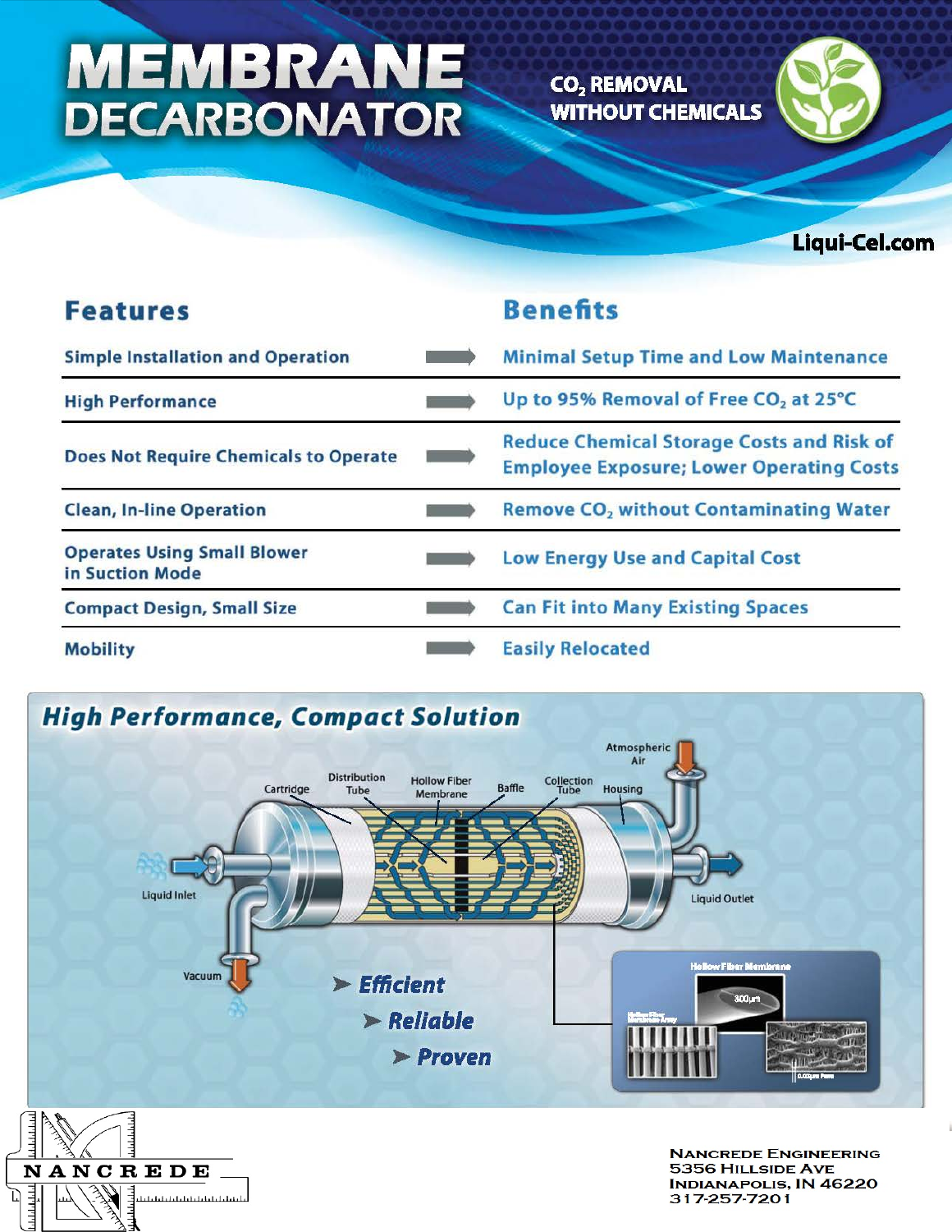# MEMBRANE DECARBONATOR

$CO_2$ REMOVAL WITHOUT CHEMICALS

Liqui-Cel.com

| Features | Benefits |
|---|---|
| Simple Installation and Operation | Minimal Setup Time and Low Maintenance |
| High Performance | Up to 95% Removal of Free $CO_2$ at 25°C |
| Does Not Require Chemicals to Operate | Reduce Chemical Storage Costs and Risk of Employee Exposure; Lower Operating Costs |
| Clean, In-line Operation | Remove $CO_2$ without Contaminating Water |
| Operates Using Small Blower in Suction Mode | Low Energy Use and Capital Cost |
| Compact Design, Small Size | Can Fit into Many Existing Spaces |
| Mobility | Easily Relocated |

## High Performance, Compact Solution

Atmospheric Air | Cartridge | Distribution Tube | Hollow Fiber Membrane | Baffle | Collection Tube | Housing | Liquid Inlet | Liquid Outlet | Vacuum

- Efficient
- Reliable
- Proven

Hollow Fiber Membrane

NANCREDE

Nancrede Engineering
5356 Hillside Ave
Indianapolis, IN 46220
317-257-7201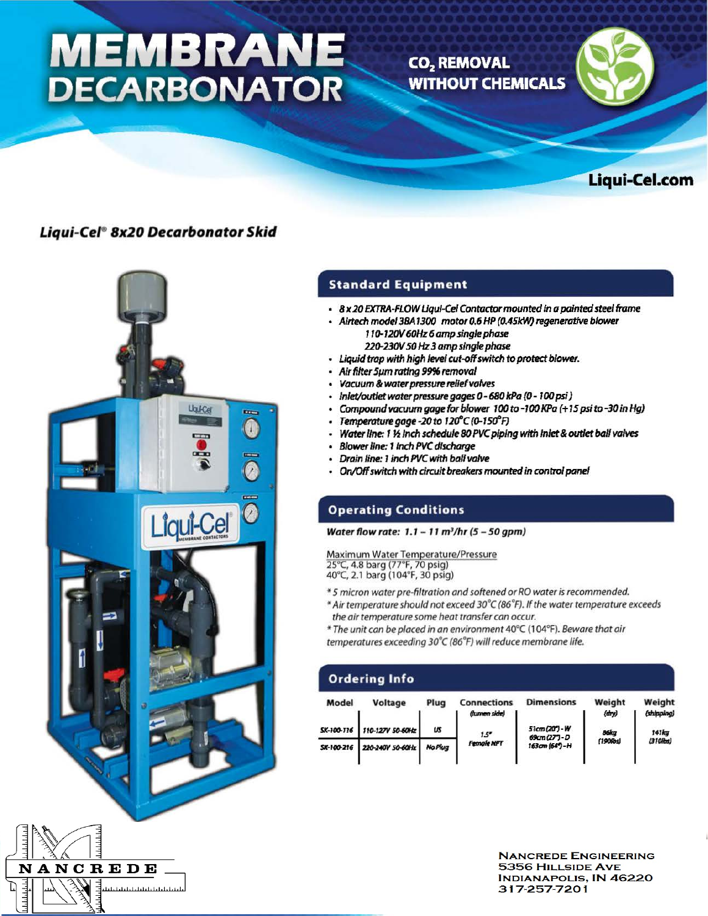# MEMBRANE DECARBONATOR

**$CO_2$ REMOVAL WITHOUT CHEMICALS**

**Liqui-Cel.com**

### *Liqui-Cel® 8x20 Decarbonator Skid*

## Standard Equipment

- *8 x 20 EXTRA-FLOW Liqui-Cel Contactor mounted in a painted steel frame*
- *Airtech model 3BA1300 motor 0.6 HP (0.45kW) regenerative blower*
  - *110-120V 60Hz 6 amp single phase*
  - *220-230V 50 Hz 3 amp single phase*
- *Liquid trap with high level cut-off switch to protect blower.*
- *Air filter 5µm rating 99% removal*
- *Vacuum & water pressure relief valves*
- *Inlet/outlet water pressure gages 0 - 680 kPa (0 - 100 psi)*
- *Compound vacuum gage for blower 100 to -100 KPa (+15 psi to -30 in Hg)*
- *Temperature gage -20 to 120°C (0-150°F)*
- *Water line: 1 ½ inch schedule 80 PVC piping with inlet & outlet ball valves*
- *Blower line: 1 inch PVC discharge*
- *Drain line: 1 inch PVC with ball valve*
- *On/Off switch with circuit breakers mounted in control panel*

## Operating Conditions

*Water flow rate: 1.1 – 11 $m^3$/hr (5 – 50 gpm)*

Maximum Water Temperature/Pressure
25°C, 4.8 barg (77°F, 70 psig)
40°C, 2.1 barg (104°F, 30 psig)

*\* 5 micron water pre-filtration and softened or RO water is recommended.*
*\* Air temperature should not exceed 30°C (86°F). If the water temperature exceeds the air temperature some heat transfer can occur.*
*\* The unit can be placed in an environment 40°C (104°F). Beware that air temperatures exceeding 30°C (86°F) will reduce membrane life.*

## Ordering Info

| Model | Voltage | Plug | Connections (lumen side) | Dimensions | Weight (dry) | Weight (shipping) |
|---|---|---|---|---|---|---|
| SK-100-116 | 110-127V 50-60Hz | US | 1.5" Female NPT | 51cm (20") - W 69cm (27") - D 163cm (64") - H | 86kg (190lbs) | 141kg (310lbs) |
| SK-100-216 | 220-240V 50-60Hz | No Plug | | | | |

NANCREDE

NANCREDE ENGINEERING
5356 HILLSIDE AVE
INDIANAPOLIS, IN 46220
317-257-7201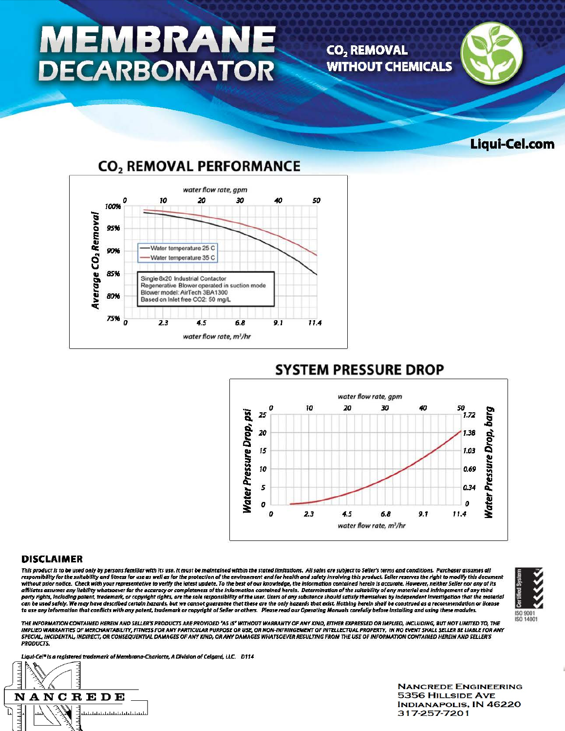# MEMBRANE DECARBONATOR

$CO_2$ REMOVAL WITHOUT CHEMICALS

Liqui-Cel.com

## $CO_2$ REMOVAL PERFORMANCE

water flow rate, gpm

0 10 20 30 40 50

Average $CO_2$ Removal

100%
95%
90%
85%
80%
75%

Water temperature 25 C
Water temperature 35 C

Single 8x20 Industrial Contactor
Regenerative Blower operated in suction mode
Blower model: AirTech 3BA1300
Based on Inlet free CO2: 50 mg/L

0 2.3 4.5 6.8 9.1 11.4

water flow rate, $m^3/hr$

## SYSTEM PRESSURE DROP

water flow rate, gpm

0 10 20 30 40 50

Water Pressure Drop, psi

25
20
15
10
5
0

Water Pressure Drop, barg

1.72
1.38
1.03
0.69
0.34
0

0 2.3 4.5 6.8 9.1 11.4

water flow rate, $m^3/hr$

## DISCLAIMER

*This product is to be used only by persons familiar with its use. It must be maintained within the stated limitations. All sales are subject to Seller's terms and conditions. Purchaser assumes all responsibility for the suitability and fitness for use as well as for the protection of the environment and for health and safety involving this product. Seller reserves the right to modify this document without prior notice. Check with your representative to verify the latest update. To the best of our knowledge, the information contained herein is accurate. However, neither Seller nor any of its affiliates assumes any liability whatsoever for the accuracy or completeness of the information contained herein. Determination of the suitability of any material and infringement of any third party rights, including patent, trademark, or copyright rights, are the sole responsibility of the user. Users of any substance should satisfy themselves by independent investigation that the material can be used safely. We may have described certain hazards, but we cannot guarantee that these are the only hazards that exist. Nothing herein shall be construed as a recommendation or license to use any information that conflicts with any patent, trademark or copyright of Seller or others. Please read our Operating Manuals carefully before installing and using these modules.*

*THE INFORMATION CONTAINED HEREIN AND SELLER'S PRODUCTS ARE PROVIDED "AS IS" WITHOUT WARRANTY OF ANY KIND, EITHER EXPRESSED OR IMPLIED, INCLUDING, BUT NOT LIMITED TO, THE IMPLIED WARRANTIES OF MERCHANTABILITY, FITNESS FOR ANY PARTICULAR PURPOSE OR USE, OR NON-INFRINGEMENT OF INTELLECTUAL PROPERTY. IN NO EVENT SHALL SELLER BE LIABLE FOR ANY SPECIAL, INCIDENTAL, INDIRECT, OR CONSEQUENTIAL DAMAGES OF ANY KIND, OR ANY DAMAGES WHATSOEVER RESULTING FROM THE USE OF INFORMATION CONTAINED HEREIN AND SELLER'S PRODUCTS.*

Certified System
ISO 9001
ISO 14001

*Liqui-Cel® is a registered trademark of Membrana-Charlotte, A Division of Celgard, LLC. D114*

NANCREDE

NANCREDE ENGINEERING
5356 HILLSIDE AVE
INDIANAPOLIS, IN 46220
317-257-7201